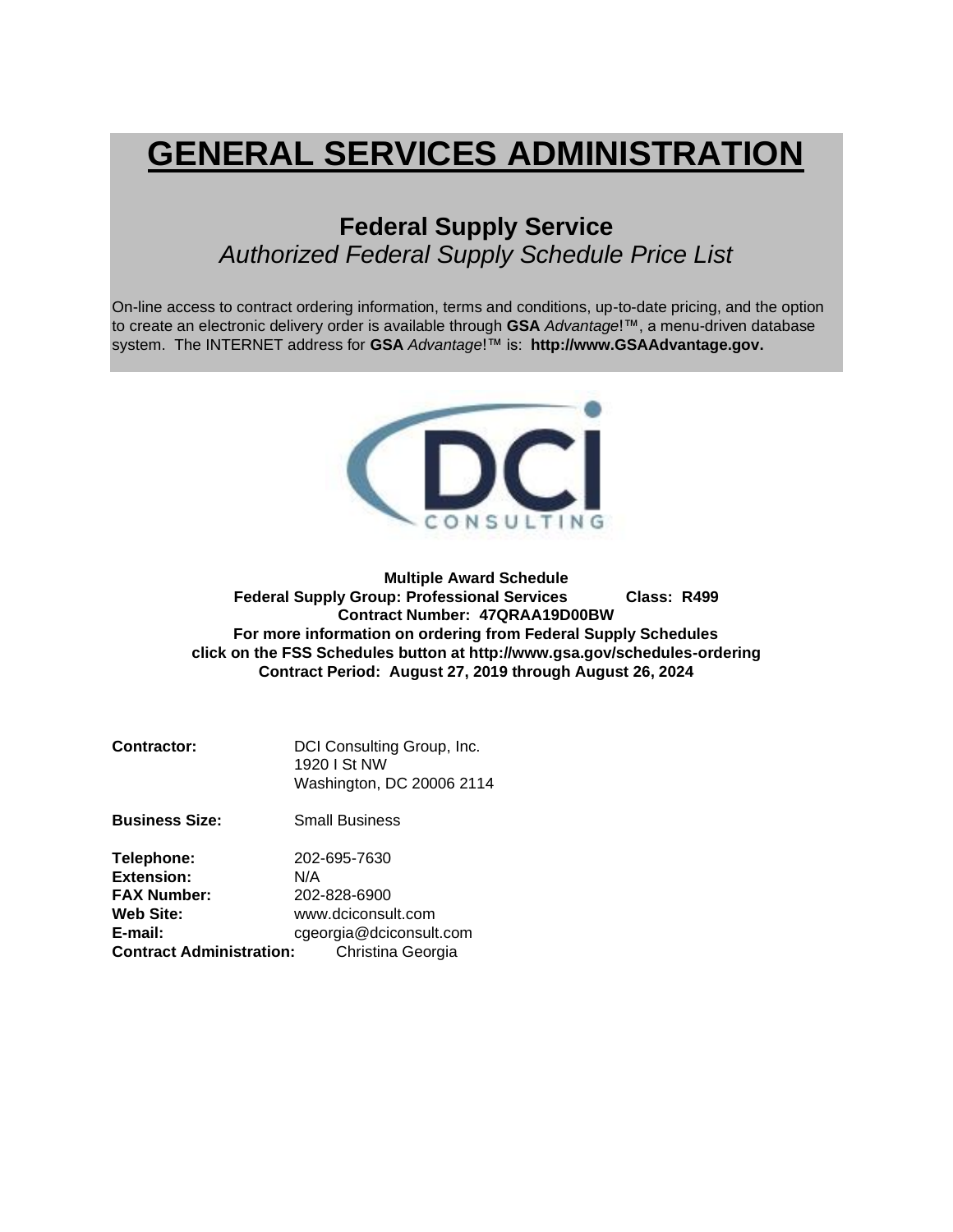# GENERAL SERVICES ADMINISTRATION

## Federal Supply Service

*Authorized Federal Supply Schedule Price List*

On-line access to contract ordering information, terms and conditions, up-to-date pricing, and the option to create an electronic delivery order is available through **GSA** *Advantage*!™, a menu-driven database system. The INTERNET address for **GSA** *Advantage*!™ is: **http://www.GSAAdvantage.gov.**

DCI CONSULTING

**Multiple Award Schedule**
**Federal Supply Group: Professional Services Class: R499**
**Contract Number: 47QRAA19D00BW**
**For more information on ordering from Federal Supply Schedules click on the FSS Schedules button at http://www.gsa.gov/schedules-ordering**
**Contract Period: August 27, 2019 through August 26, 2024**

**Contractor:** DCI Consulting Group, Inc.
1920 I St NW
Washington, DC 20006 2114

**Business Size:** Small Business

**Telephone:** 202-695-7630
**Extension:** N/A
**FAX Number:** 202-828-6900
**Web Site:** www.dciconsult.com
**E-mail:** cgeorgia@dciconsult.com
**Contract Administration:** Christina Georgia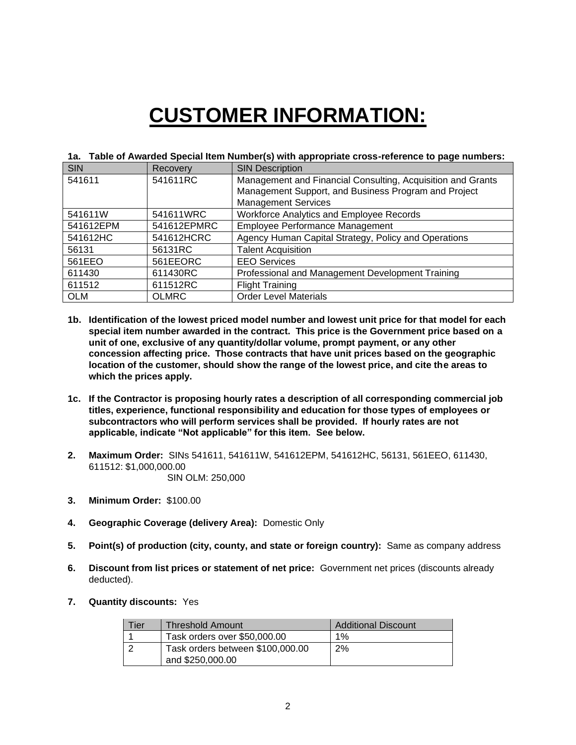# CUSTOMER INFORMATION:

**1a. Table of Awarded Special Item Number(s) with appropriate cross-reference to page numbers:**

| SIN | Recovery | SIN Description |
|---|---|---|
| 541611 | 541611RC | Management and Financial Consulting, Acquisition and Grants Management Support, and Business Program and Project Management Services |
| 541611W | 541611WRC | Workforce Analytics and Employee Records |
| 541612EPM | 541612EPMRC | Employee Performance Management |
| 541612HC | 541612HCRC | Agency Human Capital Strategy, Policy and Operations |
| 56131 | 56131RC | Talent Acquisition |
| 561EEO | 561EEORC | EEO Services |
| 611430 | 611430RC | Professional and Management Development Training |
| 611512 | 611512RC | Flight Training |
| OLM | OLMRC | Order Level Materials |

**1b. Identification of the lowest priced model number and lowest unit price for that model for each special item number awarded in the contract. This price is the Government price based on a unit of one, exclusive of any quantity/dollar volume, prompt payment, or any other concession affecting price. Those contracts that have unit prices based on the geographic location of the customer, should show the range of the lowest price, and cite the areas to which the prices apply.**

**1c. If the Contractor is proposing hourly rates a description of all corresponding commercial job titles, experience, functional responsibility and education for those types of employees or subcontractors who will perform services shall be provided. If hourly rates are not applicable, indicate "Not applicable" for this item. See below.**

**2. Maximum Order:** SINs 541611, 541611W, 541612EPM, 541612HC, 56131, 561EEO, 611430, 611512: $1,000,000.00
SIN OLM: 250,000

**3. Minimum Order:** $100.00

**4. Geographic Coverage (delivery Area):** Domestic Only

**5. Point(s) of production (city, county, and state or foreign country):** Same as company address

**6. Discount from list prices or statement of net price:** Government net prices (discounts already deducted).

**7. Quantity discounts:** Yes

| Tier | Threshold Amount | Additional Discount |
|---|---|---|
| 1 | Task orders over $50,000.00 | 1% |
| 2 | Task orders between $100,000.00 and $250,000.00 | 2% |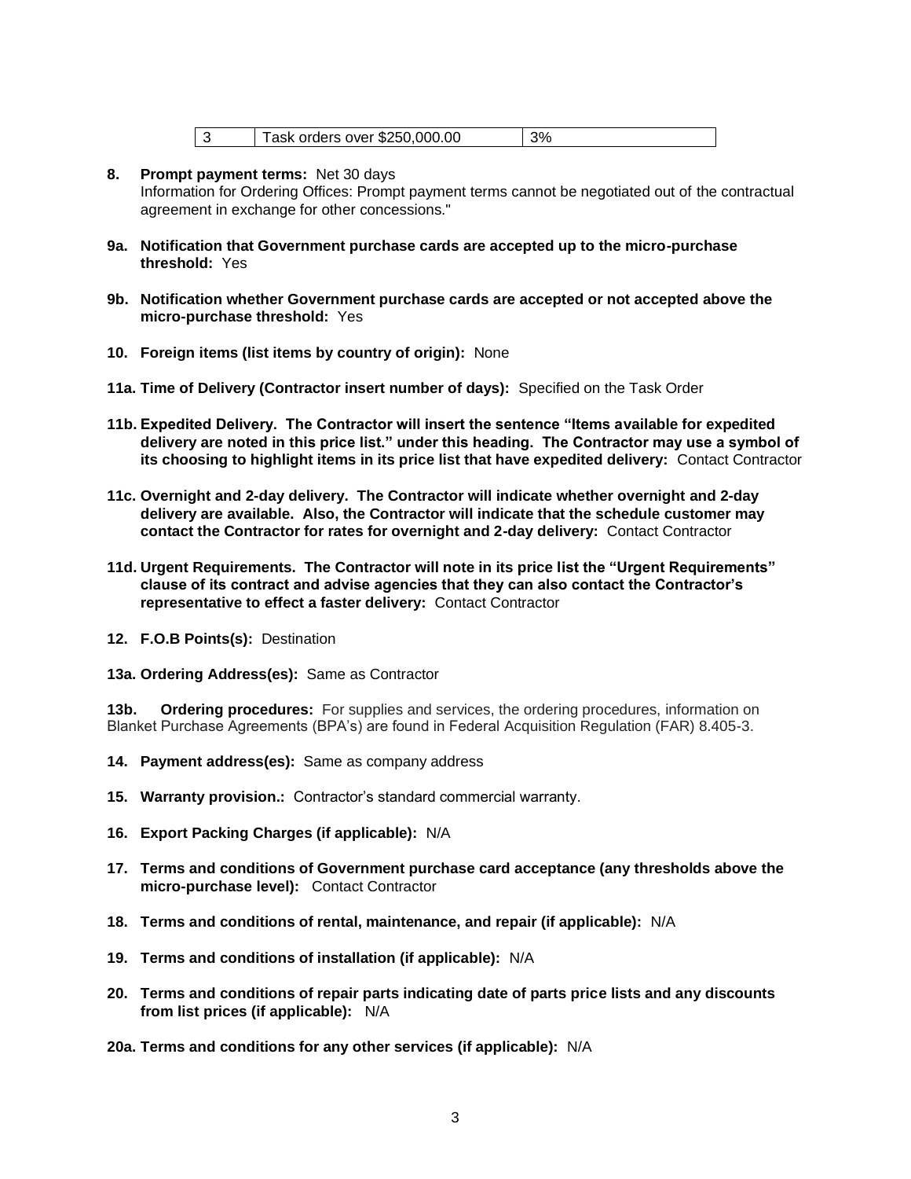| 3 | Task orders over $250,000.00 | 3% |
|---|---|---|

**8. Prompt payment terms:** Net 30 days
Information for Ordering Offices: Prompt payment terms cannot be negotiated out of the contractual agreement in exchange for other concessions."

**9a. Notification that Government purchase cards are accepted up to the micro-purchase threshold:** Yes

**9b. Notification whether Government purchase cards are accepted or not accepted above the micro-purchase threshold:** Yes

**10. Foreign items (list items by country of origin):** None

**11a. Time of Delivery (Contractor insert number of days):** Specified on the Task Order

**11b. Expedited Delivery. The Contractor will insert the sentence "Items available for expedited delivery are noted in this price list." under this heading. The Contractor may use a symbol of its choosing to highlight items in its price list that have expedited delivery:** Contact Contractor

**11c. Overnight and 2-day delivery. The Contractor will indicate whether overnight and 2-day delivery are available. Also, the Contractor will indicate that the schedule customer may contact the Contractor for rates for overnight and 2-day delivery:** Contact Contractor

**11d. Urgent Requirements. The Contractor will note in its price list the "Urgent Requirements" clause of its contract and advise agencies that they can also contact the Contractor's representative to effect a faster delivery:** Contact Contractor

**12. F.O.B Points(s):** Destination

**13a. Ordering Address(es):** Same as Contractor

**13b. Ordering procedures:** For supplies and services, the ordering procedures, information on Blanket Purchase Agreements (BPA's) are found in Federal Acquisition Regulation (FAR) 8.405-3.

**14. Payment address(es):** Same as company address

**15. Warranty provision.:** Contractor's standard commercial warranty.

**16. Export Packing Charges (if applicable):** N/A

**17. Terms and conditions of Government purchase card acceptance (any thresholds above the micro-purchase level):** Contact Contractor

**18. Terms and conditions of rental, maintenance, and repair (if applicable):** N/A

**19. Terms and conditions of installation (if applicable):** N/A

**20. Terms and conditions of repair parts indicating date of parts price lists and any discounts from list prices (if applicable):** N/A

**20a. Terms and conditions for any other services (if applicable):** N/A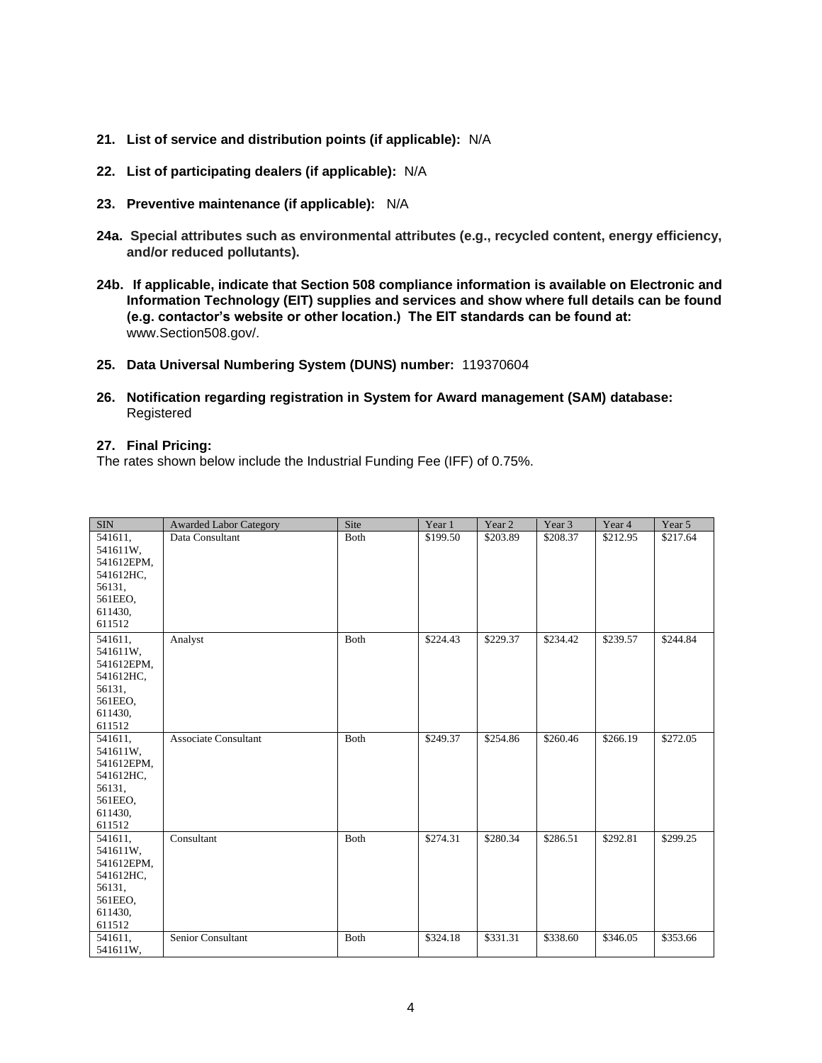**21. List of service and distribution points (if applicable):** N/A

**22. List of participating dealers (if applicable):** N/A

**23. Preventive maintenance (if applicable):** N/A

**24a. Special attributes such as environmental attributes (e.g., recycled content, energy efficiency, and/or reduced pollutants).**

**24b. If applicable, indicate that Section 508 compliance information is available on Electronic and Information Technology (EIT) supplies and services and show where full details can be found (e.g. contactor's website or other location.) The EIT standards can be found at:** www.Section508.gov/.

**25. Data Universal Numbering System (DUNS) number:** 119370604

**26. Notification regarding registration in System for Award management (SAM) database:** Registered

**27. Final Pricing:**

The rates shown below include the Industrial Funding Fee (IFF) of 0.75%.

| SIN | Awarded Labor Category | Site | Year 1 | Year 2 | Year 3 | Year 4 | Year 5 |
|---|---|---|---|---|---|---|---|
| 541611, 541611W, 541612EPM, 541612HC, 56131, 561EEO, 611430, 611512 | Data Consultant | Both | $199.50 | $203.89 | $208.37 | $212.95 | $217.64 |
| 541611, 541611W, 541612EPM, 541612HC, 56131, 561EEO, 611430, 611512 | Analyst | Both | $224.43 | $229.37 | $234.42 | $239.57 | $244.84 |
| 541611, 541611W, 541612EPM, 541612HC, 56131, 561EEO, 611430, 611512 | Associate Consultant | Both | $249.37 | $254.86 | $260.46 | $266.19 | $272.05 |
| 541611, 541611W, 541612EPM, 541612HC, 56131, 561EEO, 611430, 611512 | Consultant | Both | $274.31 | $280.34 | $286.51 | $292.81 | $299.25 |
| 541611, 541611W, | Senior Consultant | Both | $324.18 | $331.31 | $338.60 | $346.05 | $353.66 |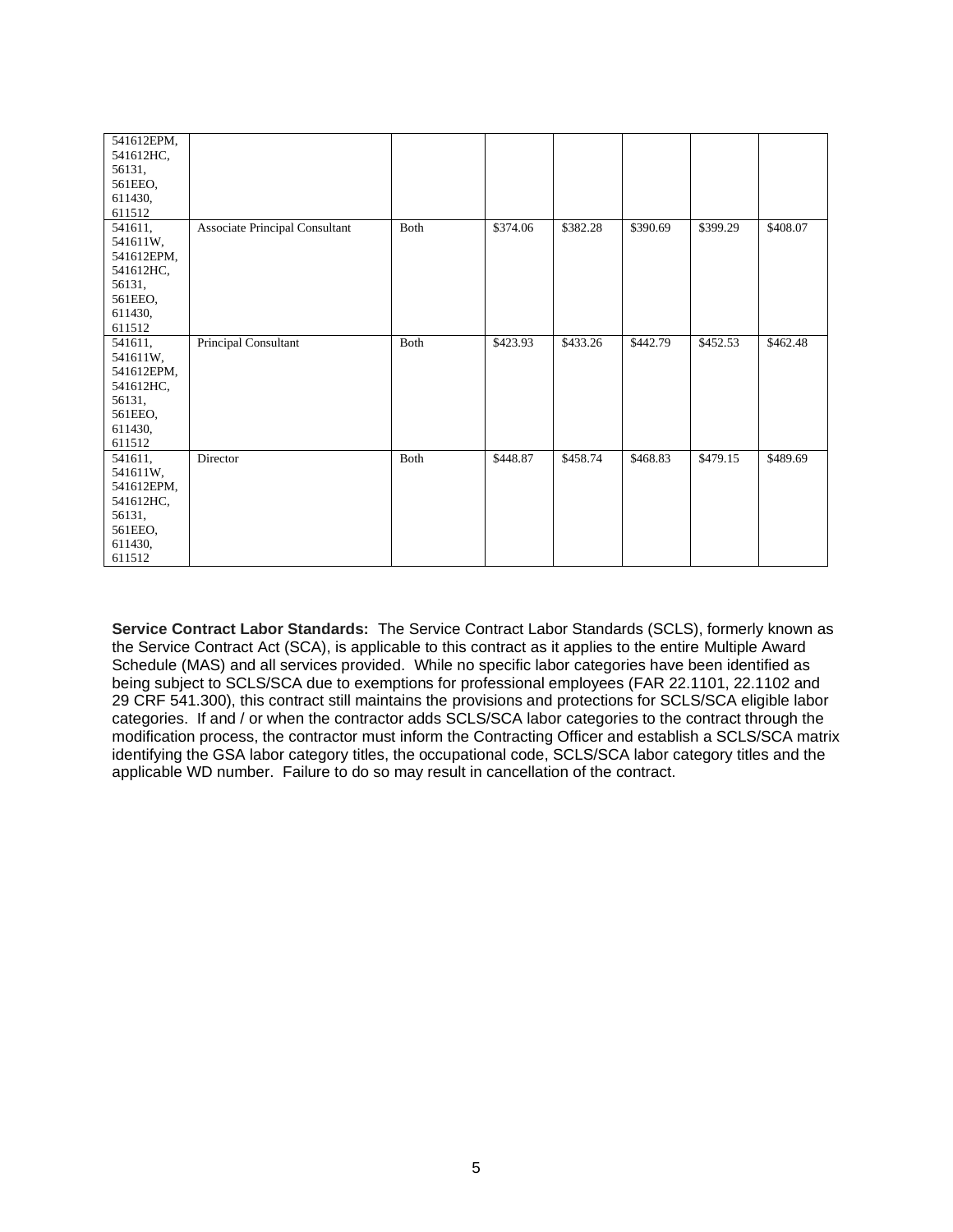| | | | | | | | |
|---|---|---|---|---|---|---|---|
| 541612EPM, 541612HC, 56131, 561EEO, 611430, 611512 | | | | | | | |
| 541611, 541611W, 541612EPM, 541612HC, 56131, 561EEO, 611430, 611512 | Associate Principal Consultant | Both | $374.06 | $382.28 | $390.69 | $399.29 | $408.07 |
| 541611, 541611W, 541612EPM, 541612HC, 56131, 561EEO, 611430, 611512 | Principal Consultant | Both | $423.93 | $433.26 | $442.79 | $452.53 | $462.48 |
| 541611, 541611W, 541612EPM, 541612HC, 56131, 561EEO, 611430, 611512 | Director | Both | $448.87 | $458.74 | $468.83 | $479.15 | $489.69 |

**Service Contract Labor Standards:** The Service Contract Labor Standards (SCLS), formerly known as the Service Contract Act (SCA), is applicable to this contract as it applies to the entire Multiple Award Schedule (MAS) and all services provided. While no specific labor categories have been identified as being subject to SCLS/SCA due to exemptions for professional employees (FAR 22.1101, 22.1102 and 29 CRF 541.300), this contract still maintains the provisions and protections for SCLS/SCA eligible labor categories. If and / or when the contractor adds SCLS/SCA labor categories to the contract through the modification process, the contractor must inform the Contracting Officer and establish a SCLS/SCA matrix identifying the GSA labor category titles, the occupational code, SCLS/SCA labor category titles and the applicable WD number. Failure to do so may result in cancellation of the contract.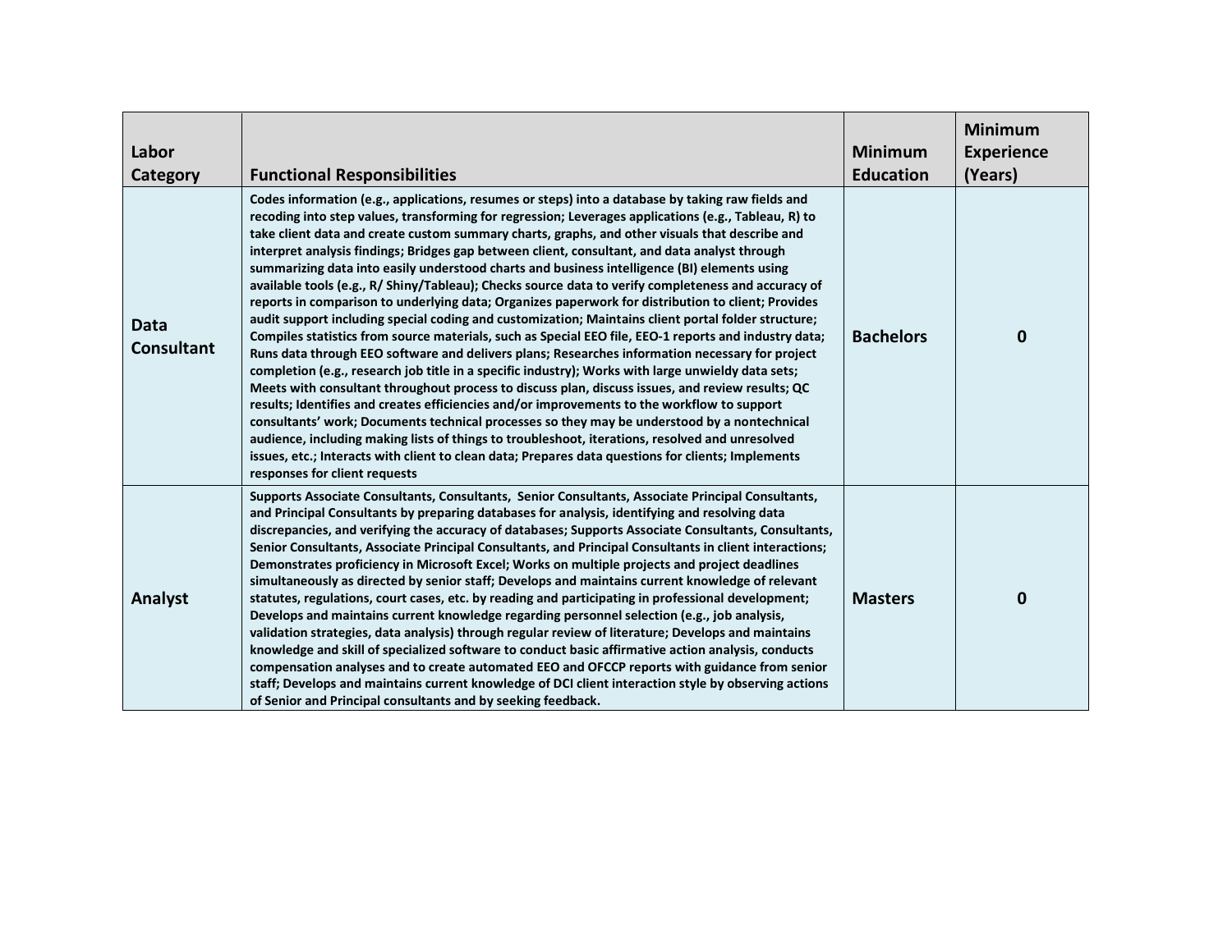| Labor Category | Functional Responsibilities | Minimum Education | Minimum Experience (Years) |
| --- | --- | --- | --- |
| **Data Consultant** | **Codes information (e.g., applications, resumes or steps) into a database by taking raw fields and recoding into step values, transforming for regression; Leverages applications (e.g., Tableau, R) to take client data and create custom summary charts, graphs, and other visuals that describe and interpret analysis findings; Bridges gap between client, consultant, and data analyst through summarizing data into easily understood charts and business intelligence (BI) elements using available tools (e.g., R/ Shiny/Tableau); Checks source data to verify completeness and accuracy of reports in comparison to underlying data; Organizes paperwork for distribution to client; Provides audit support including special coding and customization; Maintains client portal folder structure; Compiles statistics from source materials, such as Special EEO file, EEO-1 reports and industry data; Runs data through EEO software and delivers plans; Researches information necessary for project completion (e.g., research job title in a specific industry); Works with large unwieldy data sets; Meets with consultant throughout process to discuss plan, discuss issues, and review results; QC results; Identifies and creates efficiencies and/or improvements to the workflow to support consultants' work; Documents technical processes so they may be understood by a nontechnical audience, including making lists of things to troubleshoot, iterations, resolved and unresolved issues, etc.; Interacts with client to clean data; Prepares data questions for clients; Implements responses for client requests** | **Bachelors** | **0** |
| **Analyst** | **Supports Associate Consultants, Consultants, Senior Consultants, Associate Principal Consultants, and Principal Consultants by preparing databases for analysis, identifying and resolving data discrepancies, and verifying the accuracy of databases; Supports Associate Consultants, Consultants, Senior Consultants, Associate Principal Consultants, and Principal Consultants in client interactions; Demonstrates proficiency in Microsoft Excel; Works on multiple projects and project deadlines simultaneously as directed by senior staff; Develops and maintains current knowledge of relevant statutes, regulations, court cases, etc. by reading and participating in professional development; Develops and maintains current knowledge regarding personnel selection (e.g., job analysis, validation strategies, data analysis) through regular review of literature; Develops and maintains knowledge and skill of specialized software to conduct basic affirmative action analysis, conducts compensation analyses and to create automated EEO and OFCCP reports with guidance from senior staff; Develops and maintains current knowledge of DCI client interaction style by observing actions of Senior and Principal consultants and by seeking feedback.** | **Masters** | **0** |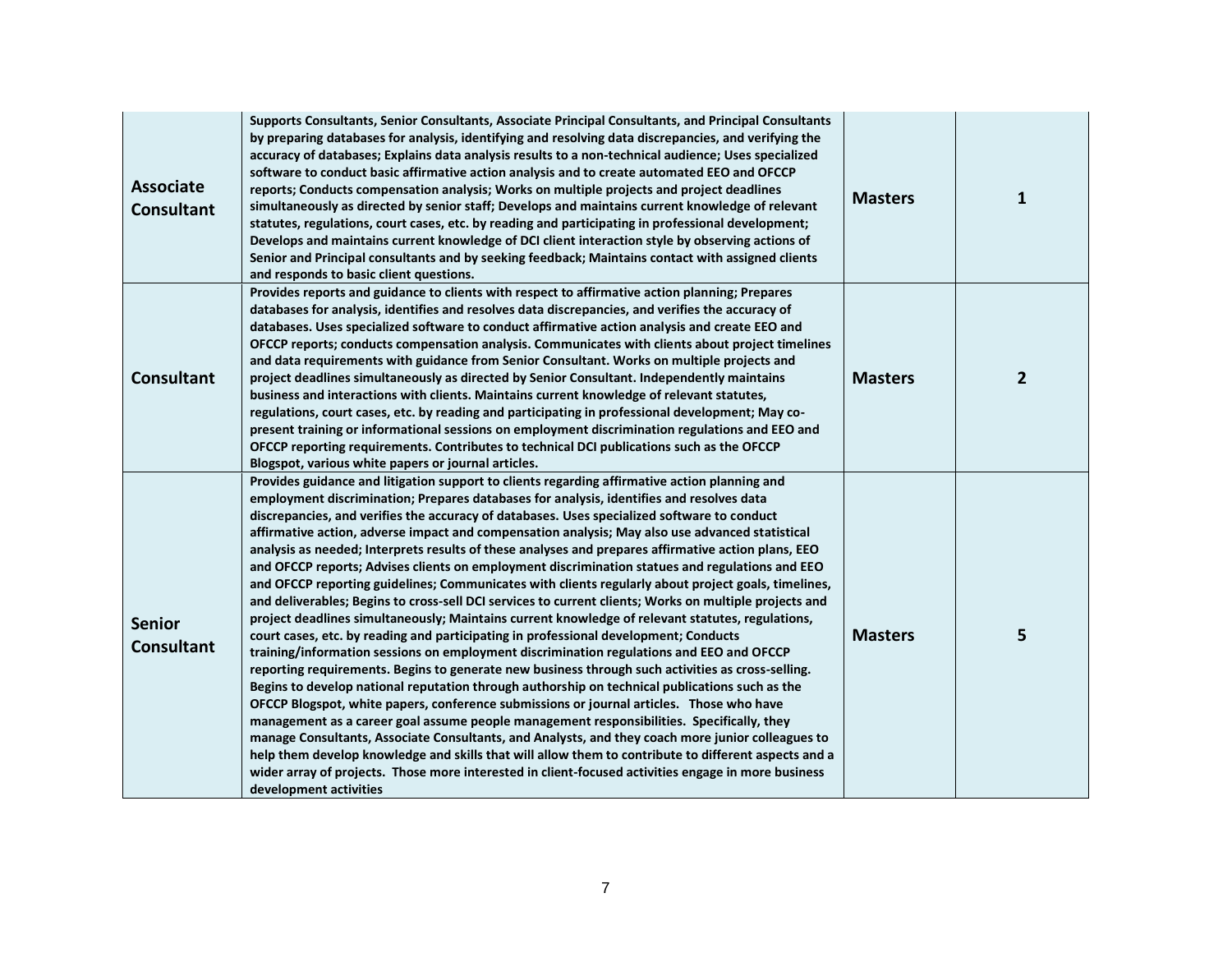| | | | |
|---|---|---|---|
| **Associate Consultant** | **Supports Consultants, Senior Consultants, Associate Principal Consultants, and Principal Consultants by preparing databases for analysis, identifying and resolving data discrepancies, and verifying the accuracy of databases; Explains data analysis results to a non-technical audience; Uses specialized software to conduct basic affirmative action analysis and to create automated EEO and OFCCP reports; Conducts compensation analysis; Works on multiple projects and project deadlines simultaneously as directed by senior staff; Develops and maintains current knowledge of relevant statutes, regulations, court cases, etc. by reading and participating in professional development; Develops and maintains current knowledge of DCI client interaction style by observing actions of Senior and Principal consultants and by seeking feedback; Maintains contact with assigned clients and responds to basic client questions.** | **Masters** | **1** |
| **Consultant** | **Provides reports and guidance to clients with respect to affirmative action planning; Prepares databases for analysis, identifies and resolves data discrepancies, and verifies the accuracy of databases. Uses specialized software to conduct affirmative action analysis and create EEO and OFCCP reports; conducts compensation analysis. Communicates with clients about project timelines and data requirements with guidance from Senior Consultant. Works on multiple projects and project deadlines simultaneously as directed by Senior Consultant. Independently maintains business and interactions with clients. Maintains current knowledge of relevant statutes, regulations, court cases, etc. by reading and participating in professional development; May co-present training or informational sessions on employment discrimination regulations and EEO and OFCCP reporting requirements. Contributes to technical DCI publications such as the OFCCP Blogspot, various white papers or journal articles.** | **Masters** | **2** |
| **Senior Consultant** | **Provides guidance and litigation support to clients regarding affirmative action planning and employment discrimination; Prepares databases for analysis, identifies and resolves data discrepancies, and verifies the accuracy of databases. Uses specialized software to conduct affirmative action, adverse impact and compensation analysis; May also use advanced statistical analysis as needed; Interprets results of these analyses and prepares affirmative action plans, EEO and OFCCP reports; Advises clients on employment discrimination statues and regulations and EEO and OFCCP reporting guidelines; Communicates with clients regularly about project goals, timelines, and deliverables; Begins to cross-sell DCI services to current clients; Works on multiple projects and project deadlines simultaneously; Maintains current knowledge of relevant statutes, regulations, court cases, etc. by reading and participating in professional development; Conducts training/information sessions on employment discrimination regulations and EEO and OFCCP reporting requirements. Begins to generate new business through such activities as cross-selling. Begins to develop national reputation through authorship on technical publications such as the OFCCP Blogspot, white papers, conference submissions or journal articles. Those who have management as a career goal assume people management responsibilities. Specifically, they manage Consultants, Associate Consultants, and Analysts, and they coach more junior colleagues to help them develop knowledge and skills that will allow them to contribute to different aspects and a wider array of projects. Those more interested in client-focused activities engage in more business development activities** | **Masters** | **5** |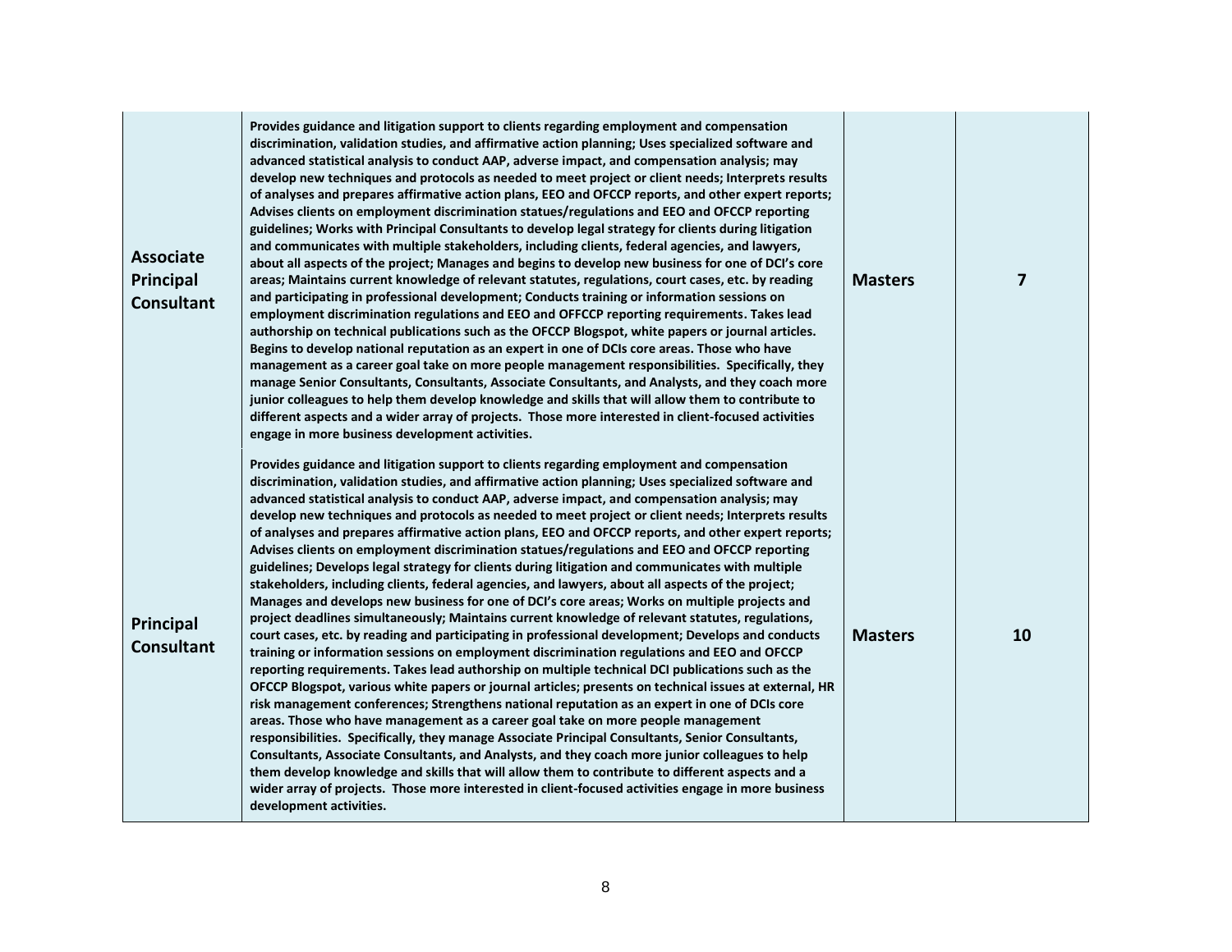| | | | |
|---|---|---|---|
| **Associate Principal Consultant** | **Provides guidance and litigation support to clients regarding employment and compensation discrimination, validation studies, and affirmative action planning; Uses specialized software and advanced statistical analysis to conduct AAP, adverse impact, and compensation analysis; may develop new techniques and protocols as needed to meet project or client needs; Interprets results of analyses and prepares affirmative action plans, EEO and OFCCP reports, and other expert reports; Advises clients on employment discrimination statues/regulations and EEO and OFCCP reporting guidelines; Works with Principal Consultants to develop legal strategy for clients during litigation and communicates with multiple stakeholders, including clients, federal agencies, and lawyers, about all aspects of the project; Manages and begins to develop new business for one of DCI's core areas; Maintains current knowledge of relevant statutes, regulations, court cases, etc. by reading and participating in professional development; Conducts training or information sessions on employment discrimination regulations and EEO and OFFCCP reporting requirements. Takes lead authorship on technical publications such as the OFCCP Blogspot, white papers or journal articles. Begins to develop national reputation as an expert in one of DCIs core areas. Those who have management as a career goal take on more people management responsibilities. Specifically, they manage Senior Consultants, Consultants, Associate Consultants, and Analysts, and they coach more junior colleagues to help them develop knowledge and skills that will allow them to contribute to different aspects and a wider array of projects. Those more interested in client-focused activities engage in more business development activities.** | **Masters** | **7** |
| **Principal Consultant** | **Provides guidance and litigation support to clients regarding employment and compensation discrimination, validation studies, and affirmative action planning; Uses specialized software and advanced statistical analysis to conduct AAP, adverse impact, and compensation analysis; may develop new techniques and protocols as needed to meet project or client needs; Interprets results of analyses and prepares affirmative action plans, EEO and OFCCP reports, and other expert reports; Advises clients on employment discrimination statues/regulations and EEO and OFCCP reporting guidelines; Develops legal strategy for clients during litigation and communicates with multiple stakeholders, including clients, federal agencies, and lawyers, about all aspects of the project; Manages and develops new business for one of DCI's core areas; Works on multiple projects and project deadlines simultaneously; Maintains current knowledge of relevant statutes, regulations, court cases, etc. by reading and participating in professional development; Develops and conducts training or information sessions on employment discrimination regulations and EEO and OFCCP reporting requirements. Takes lead authorship on multiple technical DCI publications such as the OFCCP Blogspot, various white papers or journal articles; presents on technical issues at external, HR risk management conferences; Strengthens national reputation as an expert in one of DCIs core areas. Those who have management as a career goal take on more people management responsibilities. Specifically, they manage Associate Principal Consultants, Senior Consultants, Consultants, Associate Consultants, and Analysts, and they coach more junior colleagues to help them develop knowledge and skills that will allow them to contribute to different aspects and a wider array of projects. Those more interested in client-focused activities engage in more business development activities.** | **Masters** | **10** |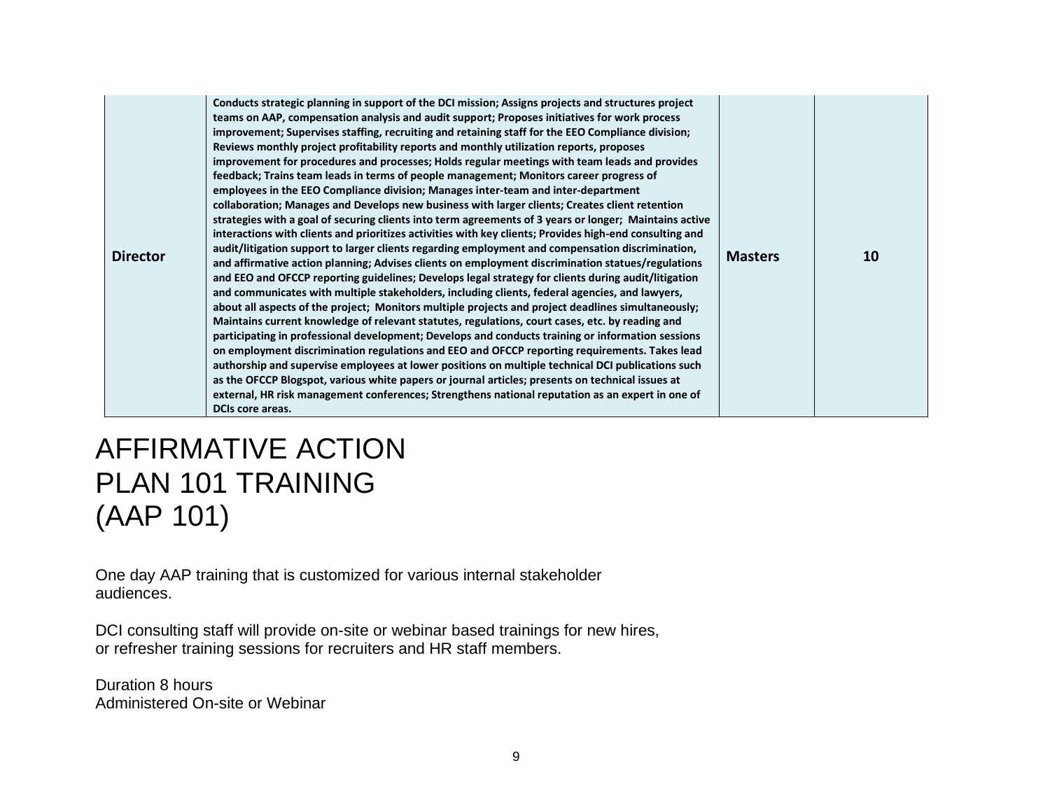| Director | Conducts strategic planning in support of the DCI mission; Assigns projects and structures project teams on AAP, compensation analysis and audit support; Proposes initiatives for work process improvement; Supervises staffing, recruiting and retaining staff for the EEO Compliance division; Reviews monthly project profitability reports and monthly utilization reports, proposes improvement for procedures and processes; Holds regular meetings with team leads and provides feedback; Trains team leads in terms of people management; Monitors career progress of employees in the EEO Compliance division; Manages inter-team and inter-department collaboration; Manages and Develops new business with larger clients; Creates client retention strategies with a goal of securing clients into term agreements of 3 years or longer; Maintains active interactions with clients and prioritizes activities with key clients; Provides high-end consulting and audit/litigation support to larger clients regarding employment and compensation discrimination, and affirmative action planning; Advises clients on employment discrimination statues/regulations and EEO and OFCCP reporting guidelines; Develops legal strategy for clients during audit/litigation and communicates with multiple stakeholders, including clients, federal agencies, and lawyers, about all aspects of the project; Monitors multiple projects and project deadlines simultaneously; Maintains current knowledge of relevant statutes, regulations, court cases, etc. by reading and participating in professional development; Develops and conducts training or information sessions on employment discrimination regulations and EEO and OFCCP reporting requirements. Takes lead authorship and supervise employees at lower positions on multiple technical DCI publications such as the OFCCP Blogspot, various white papers or journal articles; presents on technical issues at external, HR risk management conferences; Strengthens national reputation as an expert in one of DCIs core areas. | Masters | 10 |
|---|---|---|---|

# AFFIRMATIVE ACTION PLAN 101 TRAINING (AAP 101)

One day AAP training that is customized for various internal stakeholder audiences.

DCI consulting staff will provide on-site or webinar based trainings for new hires, or refresher training sessions for recruiters and HR staff members.

Duration 8 hours
Administered On-site or Webinar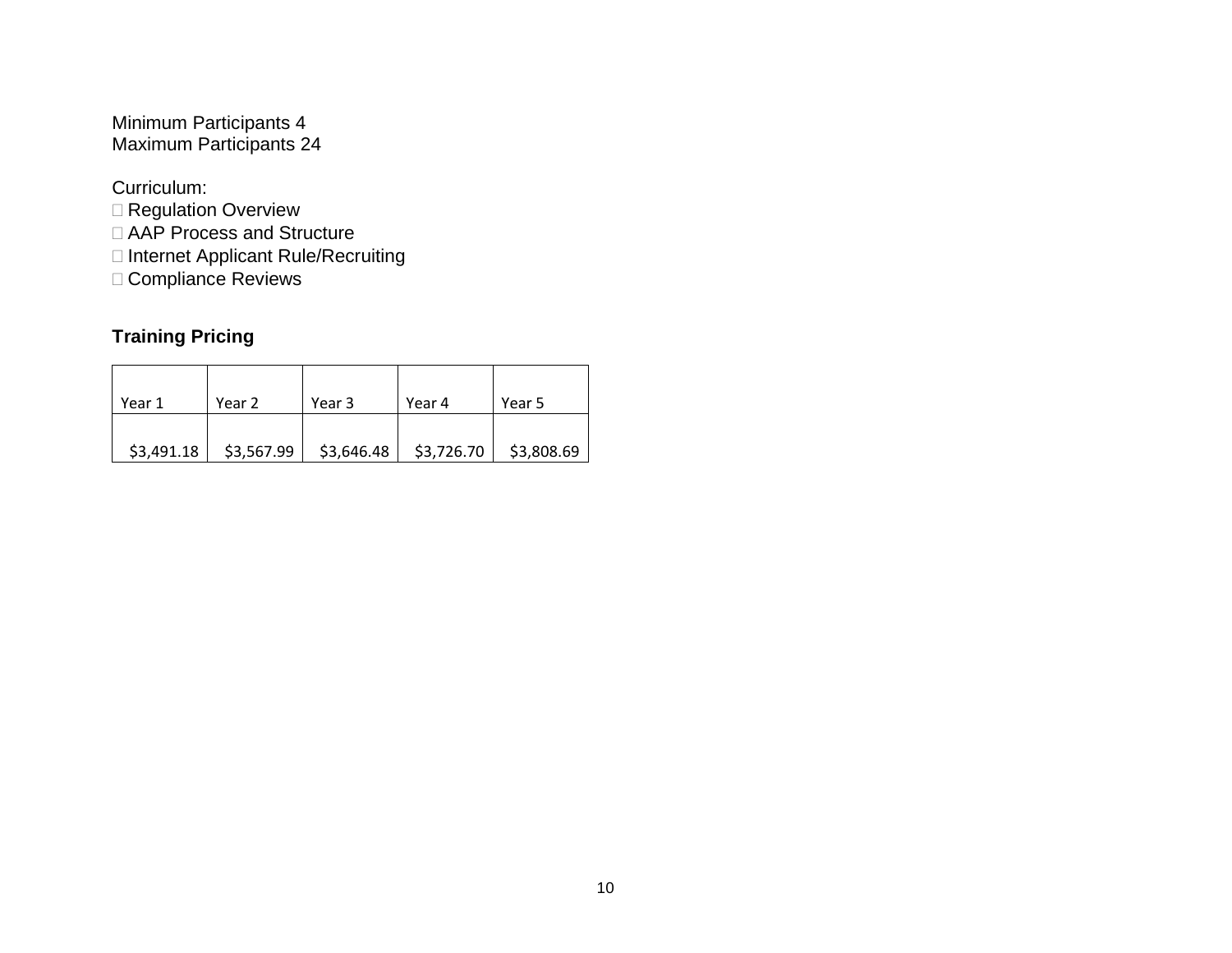Minimum Participants 4
Maximum Participants 24

Curriculum:

- Regulation Overview
- AAP Process and Structure
- Internet Applicant Rule/Recruiting
- Compliance Reviews

**Training Pricing**

| Year 1 | Year 2 | Year 3 | Year 4 | Year 5 |
|---|---|---|---|---|
| $3,491.18 | $3,567.99 | $3,646.48 | $3,726.70 | $3,808.69 |